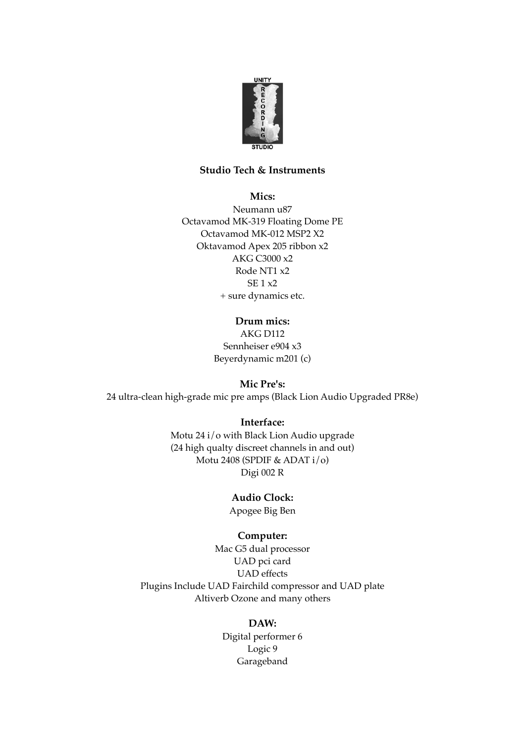UNITY RECORDING STUDIO

## Studio Tech & Instruments

### Mics:

Neumann u87
Octavamod MK-319 Floating Dome PE
Octavamod MK-012 MSP2 X2
Oktavamod Apex 205 ribbon x2
AKG C3000 x2
Rode NT1 x2
SE 1 x2
+ sure dynamics etc.

### Drum mics:

AKG D112
Sennheiser e904 x3
Beyerdynamic m201 (c)

### Mic Pre's:

24 ultra-clean high-grade mic pre amps (Black Lion Audio Upgraded PR8e)

### Interface:

Motu 24 i/o with Black Lion Audio upgrade
(24 high qualty discreet channels in and out)
Motu 2408 (SPDIF & ADAT i/o)
Digi 002 R

### Audio Clock:

Apogee Big Ben

### Computer:

Mac G5 dual processor
UAD pci card
UAD effects
Plugins Include UAD Fairchild compressor and UAD plate
Altiverb Ozone and many others

### DAW:

Digital performer 6
Logic 9
Garageband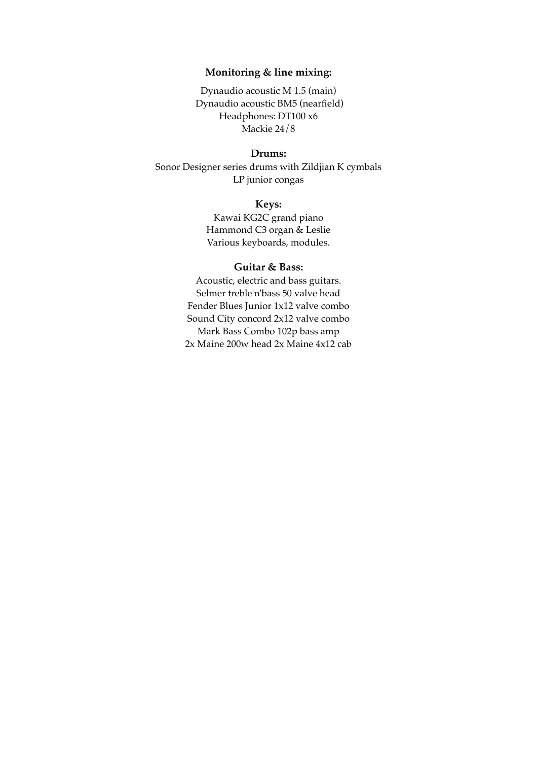**Monitoring & line mixing:**

Dynaudio acoustic M 1.5 (main)
Dynaudio acoustic BM5 (nearfield)
Headphones: DT100 x6
Mackie 24/8

**Drums:**

Sonor Designer series drums with Zildjian K cymbals
LP junior congas

**Keys:**

Kawai KG2C grand piano
Hammond C3 organ & Leslie
Various keyboards, modules.

**Guitar & Bass:**

Acoustic, electric and bass guitars.
Selmer treble'n'bass 50 valve head
Fender Blues Junior 1x12 valve combo
Sound City concord 2x12 valve combo
Mark Bass Combo 102p bass amp
2x Maine 200w head 2x Maine 4x12 cab